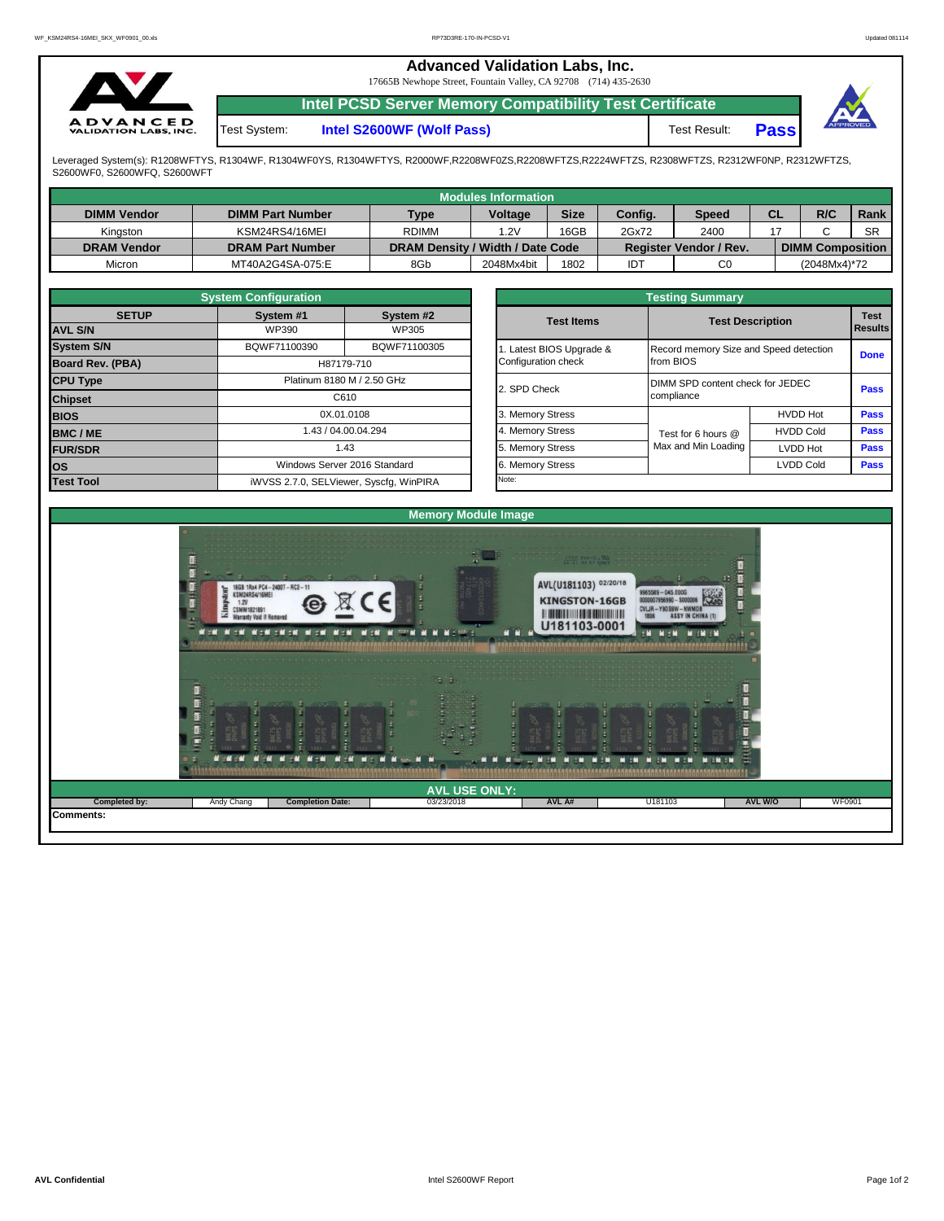# Advanced Validation Labs, Inc.

17665B Newhope Street, Fountain Valley, CA 92708 (714) 435-2630

## Intel PCSD Server Memory Compatibility Test Certificate

Test System: **Intel S2600WF (Wolf Pass)** Test Result: **Pass**

Leveraged System(s): R1208WFTYS, R1304WF, R1304WF0YS, R1304WFTYS, R2000WF,R2208WF0ZS,R2208WFTZS,R2224WFTZS, R2308WFTZS, R2312WF0NP, R2312WFTZS, S2600WF0, S2600WFQ, S2600WFT

### Modules Information

| DIMM Vendor | DIMM Part Number | Type | Voltage | Size | Config. | Speed | CL | R/C | Rank |
|---|---|---|---|---|---|---|---|---|---|
| Kingston | KSM24RS4/16MEI | RDIMM | 1.2V | 16GB | 2Gx72 | 2400 | 17 | C | SR |
| **DRAM Vendor** | **DRAM Part Number** | **DRAM Density / Width / Date Code** | | | **Register Vendor / Rev.** | | **DIMM Composition** | | |
| Micron | MT40A2G4SA-075:E | 8Gb | 2048Mx4bit | 1802 | IDT | C0 | (2048Mx4)*72 | | |

### System Configuration

| SETUP | System #1 | System #2 |
|---|---|---|
| AVL S/N | WP390 | WP305 |
| System S/N | BQWF71100390 | BQWF71100305 |
| Board Rev. (PBA) | H87179-710 | |
| CPU Type | Platinum 8180 M / 2.50 GHz | |
| Chipset | C610 | |
| BIOS | 0X.01.0108 | |
| BMC / ME | 1.43 / 04.00.04.294 | |
| FUR/SDR | 1.43 | |
| OS | Windows Server 2016 Standard | |
| Test Tool | iWVSS 2.7.0, SELViewer, Syscfg, WinPIRA | |

### Testing Summary

| Test Items | Test Description | | Test Results |
|---|---|---|---|
| 1. Latest BIOS Upgrade & Configuration check | Record memory Size and Speed detection from BIOS | | Done |
| 2. SPD Check | DIMM SPD content check for JEDEC compliance | | Pass |
| 3. Memory Stress | Test for 6 hours @ Max and Min Loading | HVDD Hot | Pass |
| 4. Memory Stress | | HVDD Cold | Pass |
| 5. Memory Stress | | LVDD Hot | Pass |
| 6. Memory Stress | | LVDD Cold | Pass |

Note:

### Memory Module Image

### AVL USE ONLY:

| Completed by: | Andy Chang | Completion Date: | 03/23/2018 | AVL A# | U181103 | AVL W/O | WF0901 |
|---|---|---|---|---|---|---|---|

**Comments:**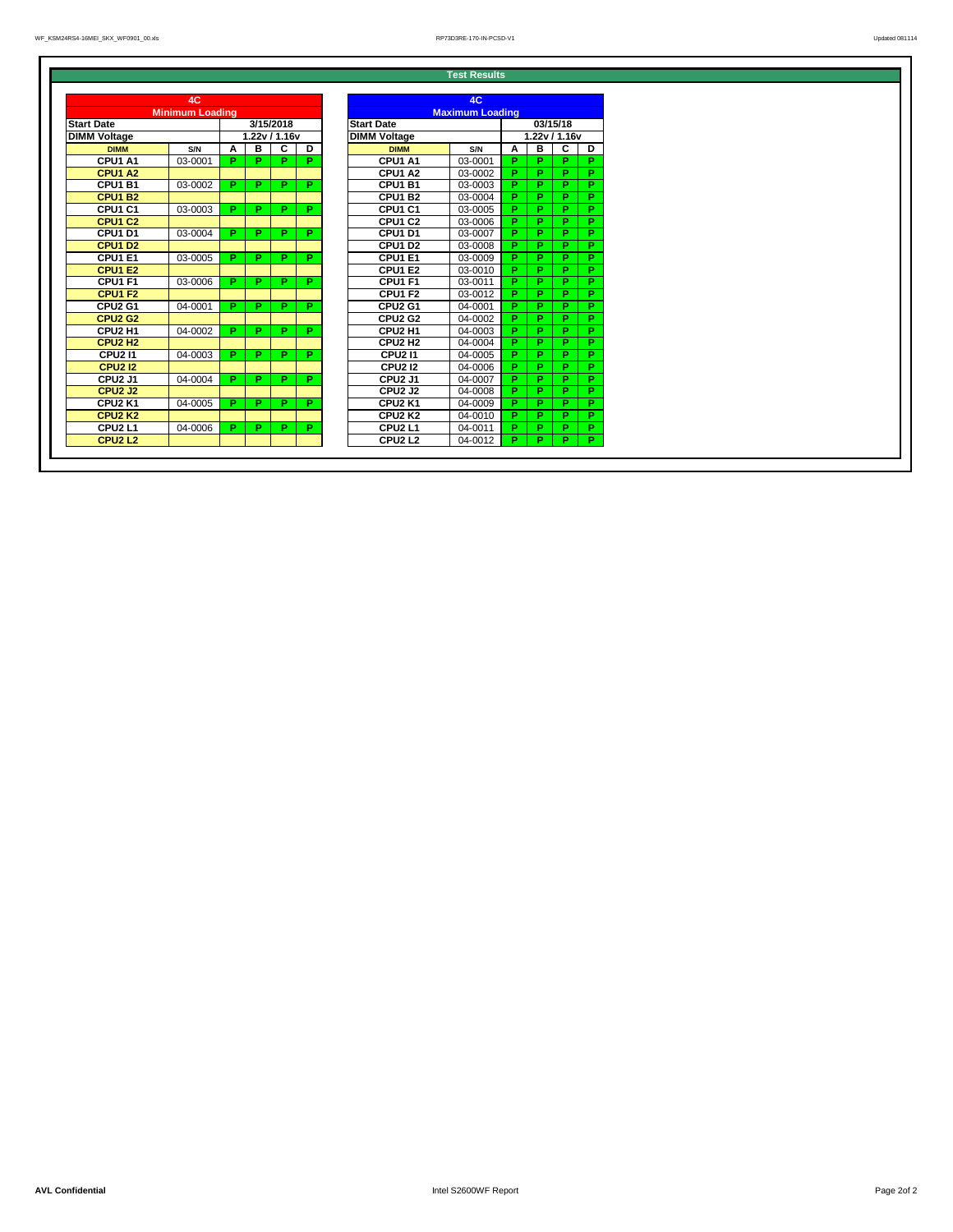## Test Results

| 4C Minimum Loading | | | | | |
|---|---|---|---|---|---|
| **Start Date** | | 3/15/2018 | | | |
| **DIMM Voltage** | | 1.22v / 1.16v | | | |
| **DIMM** | **S/N** | **A** | **B** | **C** | **D** |
| CPU1 A1 | 03-0001 | P | P | P | P |
| CPU1 A2 | | | | | |
| CPU1 B1 | 03-0002 | P | P | P | P |
| CPU1 B2 | | | | | |
| CPU1 C1 | 03-0003 | P | P | P | P |
| CPU1 C2 | | | | | |
| CPU1 D1 | 03-0004 | P | P | P | P |
| CPU1 D2 | | | | | |
| CPU1 E1 | 03-0005 | P | P | P | P |
| CPU1 E2 | | | | | |
| CPU1 F1 | 03-0006 | P | P | P | P |
| CPU1 F2 | | | | | |
| CPU2 G1 | 04-0001 | P | P | P | P |
| CPU2 G2 | | | | | |
| CPU2 H1 | 04-0002 | P | P | P | P |
| CPU2 H2 | | | | | |
| CPU2 I1 | 04-0003 | P | P | P | P |
| CPU2 I2 | | | | | |
| CPU2 J1 | 04-0004 | P | P | P | P |
| CPU2 J2 | | | | | |
| CPU2 K1 | 04-0005 | P | P | P | P |
| CPU2 K2 | | | | | |
| CPU2 L1 | 04-0006 | P | P | P | P |
| CPU2 L2 | | | | | |

| 4C Maximum Loading | | | | | |
|---|---|---|---|---|---|
| **Start Date** | | 03/15/18 | | | |
| **DIMM Voltage** | | 1.22v / 1.16v | | | |
| **DIMM** | **S/N** | **A** | **B** | **C** | **D** |
| CPU1 A1 | 03-0001 | P | P | P | P |
| CPU1 A2 | 03-0002 | P | P | P | P |
| CPU1 B1 | 03-0003 | P | P | P | P |
| CPU1 B2 | 03-0004 | P | P | P | P |
| CPU1 C1 | 03-0005 | P | P | P | P |
| CPU1 C2 | 03-0006 | P | P | P | P |
| CPU1 D1 | 03-0007 | P | P | P | P |
| CPU1 D2 | 03-0008 | P | P | P | P |
| CPU1 E1 | 03-0009 | P | P | P | P |
| CPU1 E2 | 03-0010 | P | P | P | P |
| CPU1 F1 | 03-0011 | P | P | P | P |
| CPU1 F2 | 03-0012 | P | P | P | P |
| CPU2 G1 | 04-0001 | P | P | P | P |
| CPU2 G2 | 04-0002 | P | P | P | P |
| CPU2 H1 | 04-0003 | P | P | P | P |
| CPU2 H2 | 04-0004 | P | P | P | P |
| CPU2 I1 | 04-0005 | P | P | P | P |
| CPU2 I2 | 04-0006 | P | P | P | P |
| CPU2 J1 | 04-0007 | P | P | P | P |
| CPU2 J2 | 04-0008 | P | P | P | P |
| CPU2 K1 | 04-0009 | P | P | P | P |
| CPU2 K2 | 04-0010 | P | P | P | P |
| CPU2 L1 | 04-0011 | P | P | P | P |
| CPU2 L2 | 04-0012 | P | P | P | P |